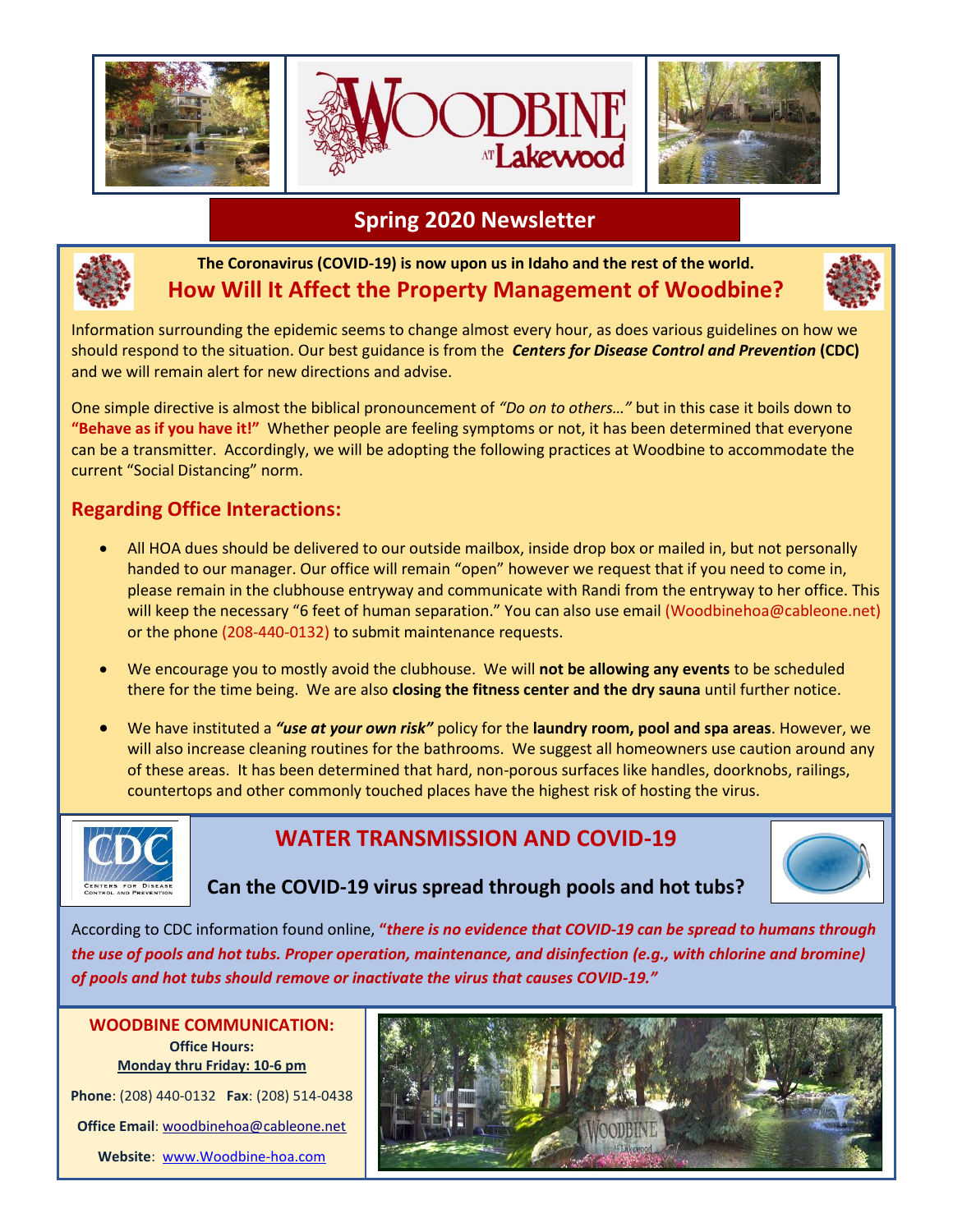# WOODBINE AT Lakewood

## Spring 2020 Newsletter

**The Coronavirus (COVID-19) is now upon us in Idaho and the rest of the world.**

## How Will It Affect the Property Management of Woodbine?

Information surrounding the epidemic seems to change almost every hour, as does various guidelines on how we should respond to the situation. Our best guidance is from the ***Centers for Disease Control and Prevention*** **(CDC)** and we will remain alert for new directions and advise.

One simple directive is almost the biblical pronouncement of *"Do on to others…"* but in this case it boils down to **"Behave as if you have it!"** Whether people are feeling symptoms or not, it has been determined that everyone can be a transmitter. Accordingly, we will be adopting the following practices at Woodbine to accommodate the current "Social Distancing" norm.

### Regarding Office Interactions:

- All HOA dues should be delivered to our outside mailbox, inside drop box or mailed in, but not personally handed to our manager. Our office will remain "open" however we request that if you need to come in, please remain in the clubhouse entryway and communicate with Randi from the entryway to her office. This will keep the necessary "6 feet of human separation." You can also use email (Woodbinehoa@cableone.net) or the phone (208-440-0132) to submit maintenance requests.
- We encourage you to mostly avoid the clubhouse. We will **not be allowing any events** to be scheduled there for the time being. We are also **closing the fitness center and the dry sauna** until further notice.
- We have instituted a ***"use at your own risk"*** policy for the **laundry room, pool and spa areas**. However, we will also increase cleaning routines for the bathrooms. We suggest all homeowners use caution around any of these areas. It has been determined that hard, non-porous surfaces like handles, doorknobs, railings, countertops and other commonly touched places have the highest risk of hosting the virus.

## WATER TRANSMISSION AND COVID-19

### Can the COVID-19 virus spread through pools and hot tubs?

According to CDC information found online, **"*there is no evidence that COVID-19 can be spread to humans through the use of pools and hot tubs. Proper operation, maintenance, and disinfection (e.g., with chlorine and bromine) of pools and hot tubs should remove or inactivate the virus that causes COVID-19.*"**

**WOODBINE COMMUNICATION:**

**Office Hours:**
**Monday thru Friday: 10-6 pm**

**Phone**: (208) 440-0132 **Fax**: (208) 514-0438

**Office Email**: woodbinehoa@cableone.net

**Website**: www.Woodbine-hoa.com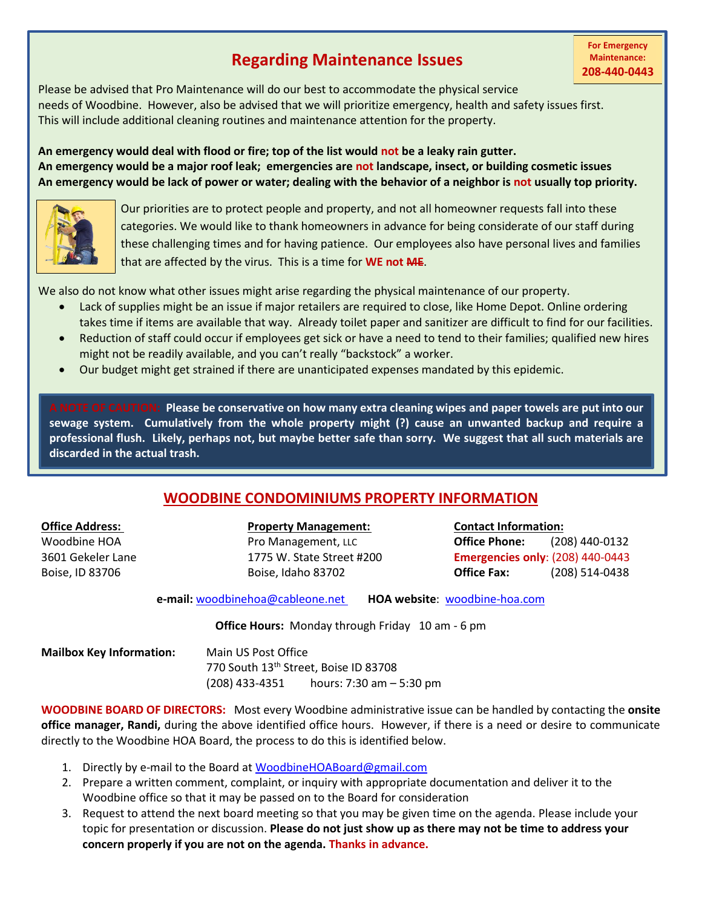## Regarding Maintenance Issues

**For Emergency Maintenance: 208-440-0443**

Please be advised that Pro Maintenance will do our best to accommodate the physical service needs of Woodbine. However, also be advised that we will prioritize emergency, health and safety issues first. This will include additional cleaning routines and maintenance attention for the property.

**An emergency would deal with flood or fire; top of the list would not be a leaky rain gutter.**
**An emergency would be a major roof leak; emergencies are not landscape, insect, or building cosmetic issues**
**An emergency would be lack of power or water; dealing with the behavior of a neighbor is not usually top priority.**

Our priorities are to protect people and property, and not all homeowner requests fall into these categories. We would like to thank homeowners in advance for being considerate of our staff during these challenging times and for having patience. Our employees also have personal lives and families that are affected by the virus. This is a time for **WE not ~~ME~~**.

We also do not know what other issues might arise regarding the physical maintenance of our property.

- Lack of supplies might be an issue if major retailers are required to close, like Home Depot. Online ordering takes time if items are available that way. Already toilet paper and sanitizer are difficult to find for our facilities.
- Reduction of staff could occur if employees get sick or have a need to tend to their families; qualified new hires might not be readily available, and you can't really "backstock" a worker.
- Our budget might get strained if there are unanticipated expenses mandated by this epidemic.

**A NOTE OF CAUTION: Please be conservative on how many extra cleaning wipes and paper towels are put into our sewage system. Cumulatively from the whole property might (?) cause an unwanted backup and require a professional flush. Likely, perhaps not, but maybe better safe than sorry. We suggest that all such materials are discarded in the actual trash.**

## WOODBINE CONDOMINIUMS PROPERTY INFORMATION

**Office Address:**
Woodbine HOA
3601 Gekeler Lane
Boise, ID 83706

**Property Management:**
Pro Management, LLC
1775 W. State Street #200
Boise, Idaho 83702

**Contact Information:**
**Office Phone:** (208) 440-0132
**Emergencies only**: (208) 440-0443
**Office Fax:** (208) 514-0438

**e-mail:** woodbinehoa@cableone.net **HOA website**: woodbine-hoa.com

**Office Hours:** Monday through Friday 10 am - 6 pm

**Mailbox Key Information:** Main US Post Office
770 South 13th Street, Boise ID 83708
(208) 433-4351 hours: 7:30 am – 5:30 pm

**WOODBINE BOARD OF DIRECTORS:** Most every Woodbine administrative issue can be handled by contacting the **onsite office manager, Randi,** during the above identified office hours. However, if there is a need or desire to communicate directly to the Woodbine HOA Board, the process to do this is identified below.

1. Directly by e-mail to the Board at WoodbineHOABoard@gmail.com
2. Prepare a written comment, complaint, or inquiry with appropriate documentation and deliver it to the Woodbine office so that it may be passed on to the Board for consideration
3. Request to attend the next board meeting so that you may be given time on the agenda. Please include your topic for presentation or discussion. **Please do not just show up as there may not be time to address your concern properly if you are not on the agenda. Thanks in advance.**